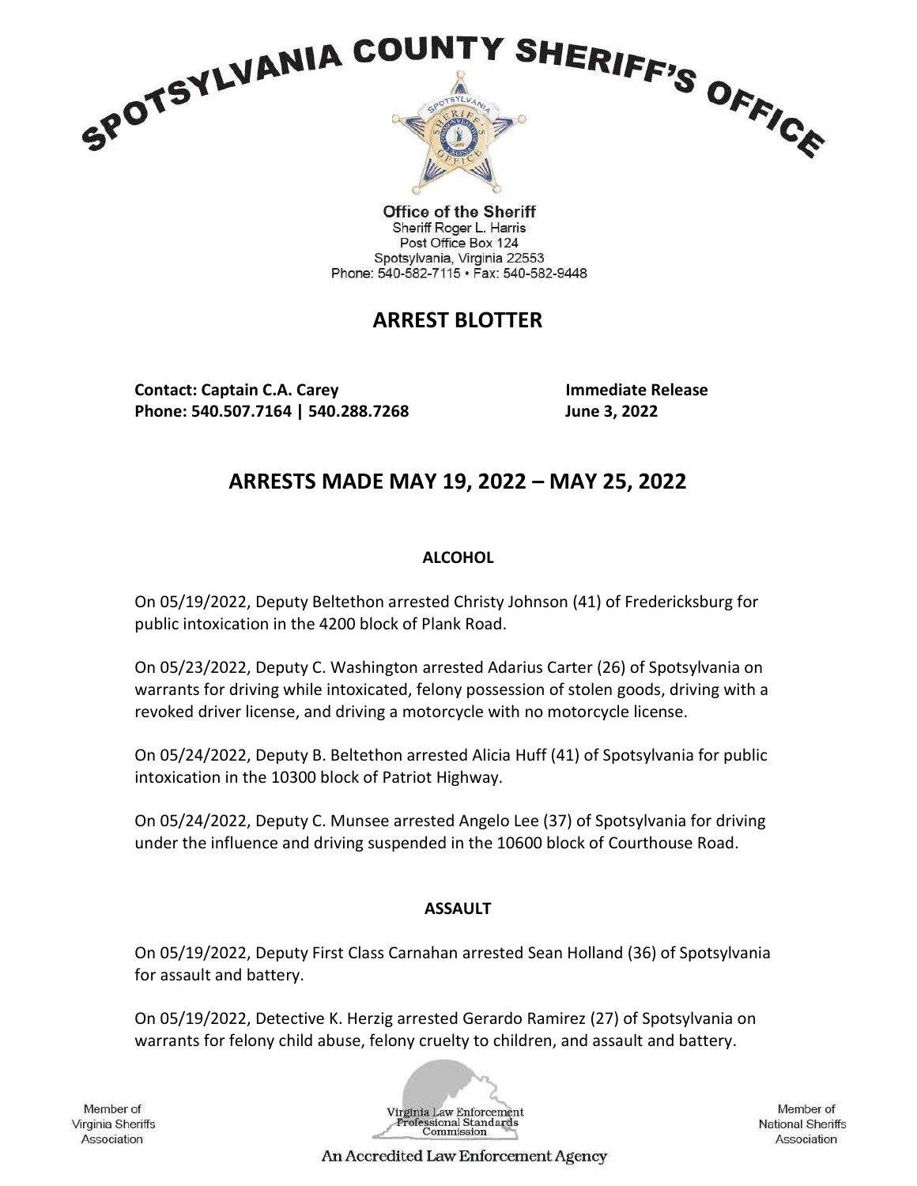# SPOTSYLVANIA COUNTY SHERIFF'S OFFICE

**Office of the Sheriff**
Sheriff Roger L. Harris
Post Office Box 124
Spotsylvania, Virginia 22553
Phone: 540-582-7115 • Fax: 540-582-9448

## ARREST BLOTTER

**Contact: Captain C.A. Carey**
**Phone: 540.507.7164 | 540.288.7268**

**Immediate Release**
**June 3, 2022**

## ARRESTS MADE MAY 19, 2022 – MAY 25, 2022

### ALCOHOL

On 05/19/2022, Deputy Beltethon arrested Christy Johnson (41) of Fredericksburg for public intoxication in the 4200 block of Plank Road.

On 05/23/2022, Deputy C. Washington arrested Adarius Carter (26) of Spotsylvania on warrants for driving while intoxicated, felony possession of stolen goods, driving with a revoked driver license, and driving a motorcycle with no motorcycle license.

On 05/24/2022, Deputy B. Beltethon arrested Alicia Huff (41) of Spotsylvania for public intoxication in the 10300 block of Patriot Highway.

On 05/24/2022, Deputy C. Munsee arrested Angelo Lee (37) of Spotsylvania for driving under the influence and driving suspended in the 10600 block of Courthouse Road.

### ASSAULT

On 05/19/2022, Deputy First Class Carnahan arrested Sean Holland (36) of Spotsylvania for assault and battery.

On 05/19/2022, Detective K. Herzig arrested Gerardo Ramirez (27) of Spotsylvania on warrants for felony child abuse, felony cruelty to children, and assault and battery.

Member of Virginia Sheriffs Association

Virginia Law Enforcement Professional Standards Commission

An Accredited Law Enforcement Agency

Member of National Sheriffs Association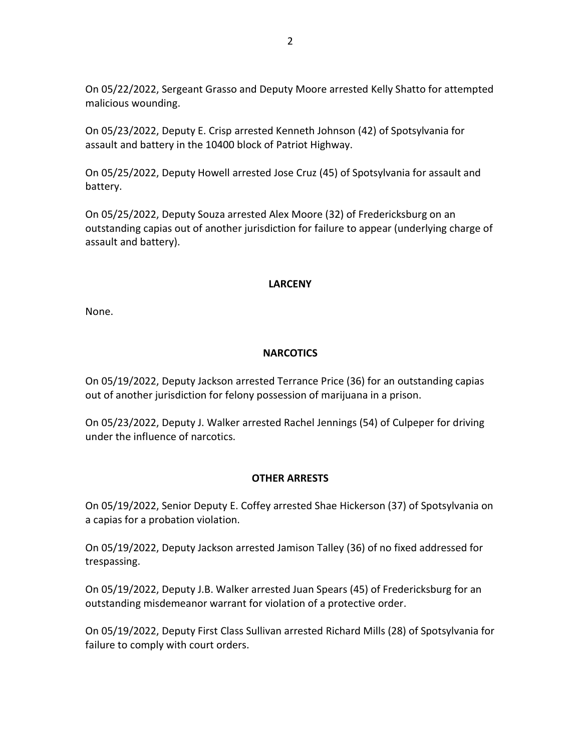On 05/22/2022, Sergeant Grasso and Deputy Moore arrested Kelly Shatto for attempted malicious wounding.

On 05/23/2022, Deputy E. Crisp arrested Kenneth Johnson (42) of Spotsylvania for assault and battery in the 10400 block of Patriot Highway.

On 05/25/2022, Deputy Howell arrested Jose Cruz (45) of Spotsylvania for assault and battery.

On 05/25/2022, Deputy Souza arrested Alex Moore (32) of Fredericksburg on an outstanding capias out of another jurisdiction for failure to appear (underlying charge of assault and battery).

**LARCENY**

None.

**NARCOTICS**

On 05/19/2022, Deputy Jackson arrested Terrance Price (36) for an outstanding capias out of another jurisdiction for felony possession of marijuana in a prison.

On 05/23/2022, Deputy J. Walker arrested Rachel Jennings (54) of Culpeper for driving under the influence of narcotics.

**OTHER ARRESTS**

On 05/19/2022, Senior Deputy E. Coffey arrested Shae Hickerson (37) of Spotsylvania on a capias for a probation violation.

On 05/19/2022, Deputy Jackson arrested Jamison Talley (36) of no fixed addressed for trespassing.

On 05/19/2022, Deputy J.B. Walker arrested Juan Spears (45) of Fredericksburg for an outstanding misdemeanor warrant for violation of a protective order.

On 05/19/2022, Deputy First Class Sullivan arrested Richard Mills (28) of Spotsylvania for failure to comply with court orders.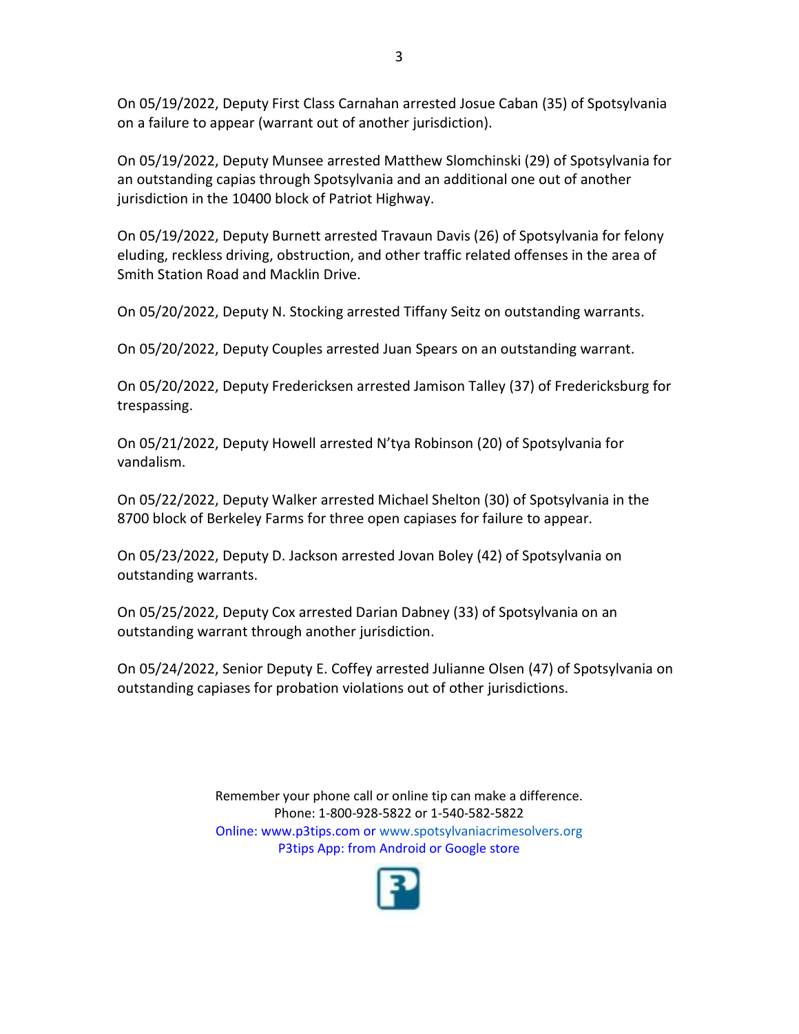On 05/19/2022, Deputy First Class Carnahan arrested Josue Caban (35) of Spotsylvania on a failure to appear (warrant out of another jurisdiction).

On 05/19/2022, Deputy Munsee arrested Matthew Slomchinski (29) of Spotsylvania for an outstanding capias through Spotsylvania and an additional one out of another jurisdiction in the 10400 block of Patriot Highway.

On 05/19/2022, Deputy Burnett arrested Travaun Davis (26) of Spotsylvania for felony eluding, reckless driving, obstruction, and other traffic related offenses in the area of Smith Station Road and Macklin Drive.

On 05/20/2022, Deputy N. Stocking arrested Tiffany Seitz on outstanding warrants.

On 05/20/2022, Deputy Couples arrested Juan Spears on an outstanding warrant.

On 05/20/2022, Deputy Fredericksen arrested Jamison Talley (37) of Fredericksburg for trespassing.

On 05/21/2022, Deputy Howell arrested N'tya Robinson (20) of Spotsylvania for vandalism.

On 05/22/2022, Deputy Walker arrested Michael Shelton (30) of Spotsylvania in the 8700 block of Berkeley Farms for three open capiases for failure to appear.

On 05/23/2022, Deputy D. Jackson arrested Jovan Boley (42) of Spotsylvania on outstanding warrants.

On 05/25/2022, Deputy Cox arrested Darian Dabney (33) of Spotsylvania on an outstanding warrant through another jurisdiction.

On 05/24/2022, Senior Deputy E. Coffey arrested Julianne Olsen (47) of Spotsylvania on outstanding capiases for probation violations out of other jurisdictions.

Remember your phone call or online tip can make a difference.
Phone: 1-800-928-5822 or 1-540-582-5822
Online: www.p3tips.com or www.spotsylvaniacrimesolvers.org
P3tips App: from Android or Google store